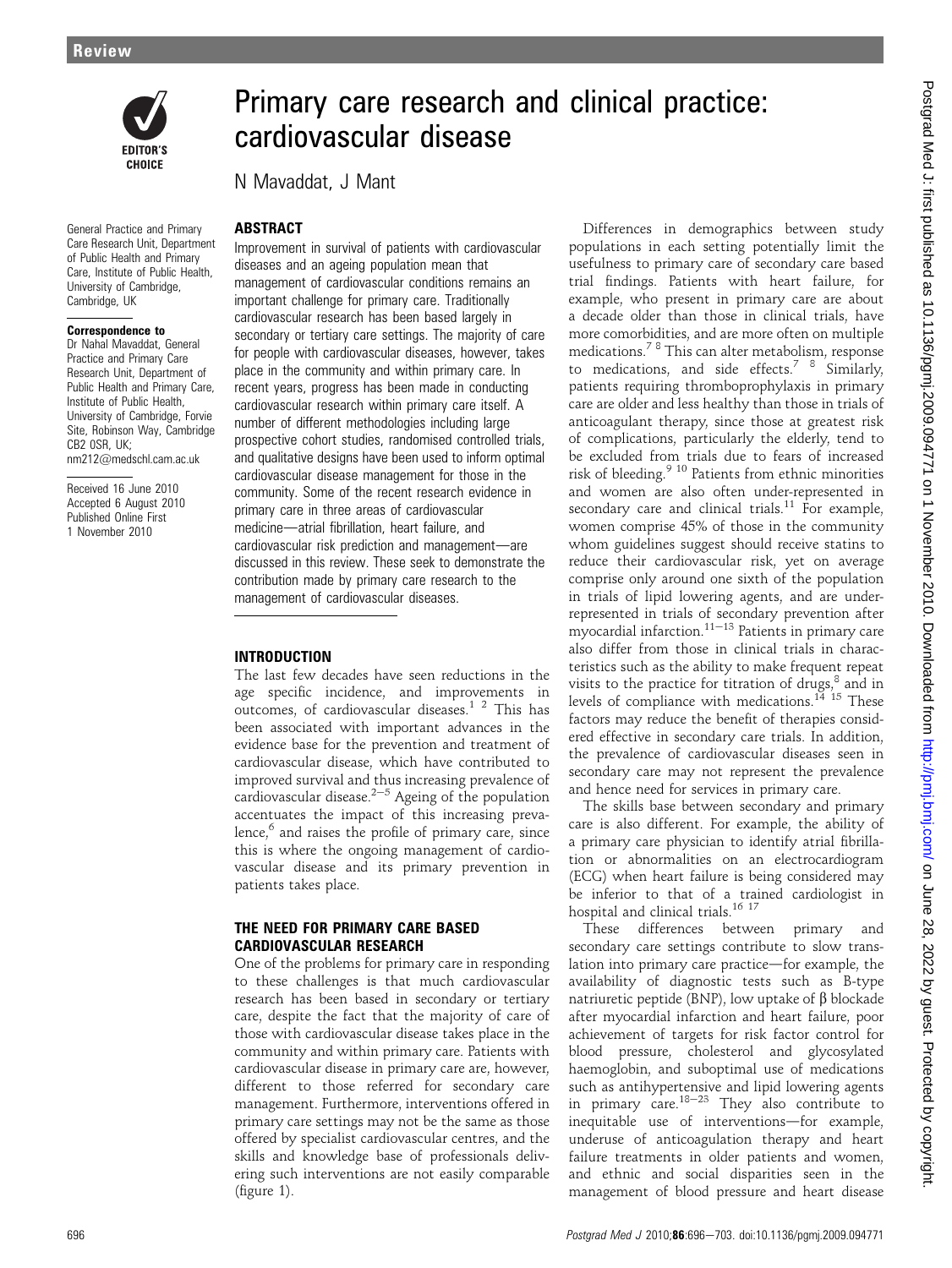# Primary care research and clinical practice: cardiovascular disease

N Mavaddat, J Mant

General Practice and Primary Care Research Unit, Department of Public Health and Primary Care, Institute of Public Health, University of Cambridge, Cambridge, UK

**Correspondence to**
Dr Nahal Mavaddat, General Practice and Primary Care Research Unit, Department of Public Health and Primary Care, Institute of Public Health, University of Cambridge, Forvie Site, Robinson Way, Cambridge CB2 0SR, UK; nm212@medschl.cam.ac.uk

Received 16 June 2010
Accepted 6 August 2010
Published Online First 1 November 2010

## ABSTRACT

Improvement in survival of patients with cardiovascular diseases and an ageing population mean that management of cardiovascular conditions remains an important challenge for primary care. Traditionally cardiovascular research has been based largely in secondary or tertiary care settings. The majority of care for people with cardiovascular diseases, however, takes place in the community and within primary care. In recent years, progress has been made in conducting cardiovascular research within primary care itself. A number of different methodologies including large prospective cohort studies, randomised controlled trials, and qualitative designs have been used to inform optimal cardiovascular disease management for those in the community. Some of the recent research evidence in primary care in three areas of cardiovascular medicine—atrial fibrillation, heart failure, and cardiovascular risk prediction and management—are discussed in this review. These seek to demonstrate the contribution made by primary care research to the management of cardiovascular diseases.

## INTRODUCTION

The last few decades have seen reductions in the age specific incidence, and improvements in outcomes, of cardiovascular diseases.[1 2] This has been associated with important advances in the evidence base for the prevention and treatment of cardiovascular disease, which have contributed to improved survival and thus increasing prevalence of cardiovascular disease.[2–5] Ageing of the population accentuates the impact of this increasing prevalence,[6] and raises the profile of primary care, since this is where the ongoing management of cardiovascular disease and its primary prevention in patients takes place.

## THE NEED FOR PRIMARY CARE BASED CARDIOVASCULAR RESEARCH

One of the problems for primary care in responding to these challenges is that much cardiovascular research has been based in secondary or tertiary care, despite the fact that the majority of care of those with cardiovascular disease takes place in the community and within primary care. Patients with cardiovascular disease in primary care are, however, different to those referred for secondary care management. Furthermore, interventions offered in primary care settings may not be the same as those offered by specialist cardiovascular centres, and the skills and knowledge base of professionals delivering such interventions are not easily comparable (figure 1).

Differences in demographics between study populations in each setting potentially limit the usefulness to primary care of secondary care based trial findings. Patients with heart failure, for example, who present in primary care are about a decade older than those in clinical trials, have more comorbidities, and are more often on multiple medications.[7 8] This can alter metabolism, response to medications, and side effects.[7 8] Similarly, patients requiring thromboprophylaxis in primary care are older and less healthy than those in trials of anticoagulant therapy, since those at greatest risk of complications, particularly the elderly, tend to be excluded from trials due to fears of increased risk of bleeding.[9 10] Patients from ethnic minorities and women are also often under-represented in secondary care and clinical trials.[11] For example, women comprise 45% of those in the community whom guidelines suggest should receive statins to reduce their cardiovascular risk, yet on average comprise only around one sixth of the population in trials of lipid lowering agents, and are under-represented in trials of secondary prevention after myocardial infarction.[11–13] Patients in primary care also differ from those in clinical trials in characteristics such as the ability to make frequent repeat visits to the practice for titration of drugs,[8] and in levels of compliance with medications.[14 15] These factors may reduce the benefit of therapies considered effective in secondary care trials. In addition, the prevalence of cardiovascular diseases seen in secondary care may not represent the prevalence and hence need for services in primary care.

The skills base between secondary and primary care is also different. For example, the ability of a primary care physician to identify atrial fibrillation or abnormalities on an electrocardiogram (ECG) when heart failure is being considered may be inferior to that of a trained cardiologist in hospital and clinical trials.[16 17]

These differences between primary and secondary care settings contribute to slow translation into primary care practice—for example, the availability of diagnostic tests such as B-type natriuretic peptide (BNP), low uptake of β blockade after myocardial infarction and heart failure, poor achievement of targets for risk factor control for blood pressure, cholesterol and glycosylated haemoglobin, and suboptimal use of medications such as antihypertensive and lipid lowering agents in primary care.[18–23] They also contribute to inequitable use of interventions—for example, underuse of anticoagulation therapy and heart failure treatments in older patients and women, and ethnic and social disparities seen in the management of blood pressure and heart disease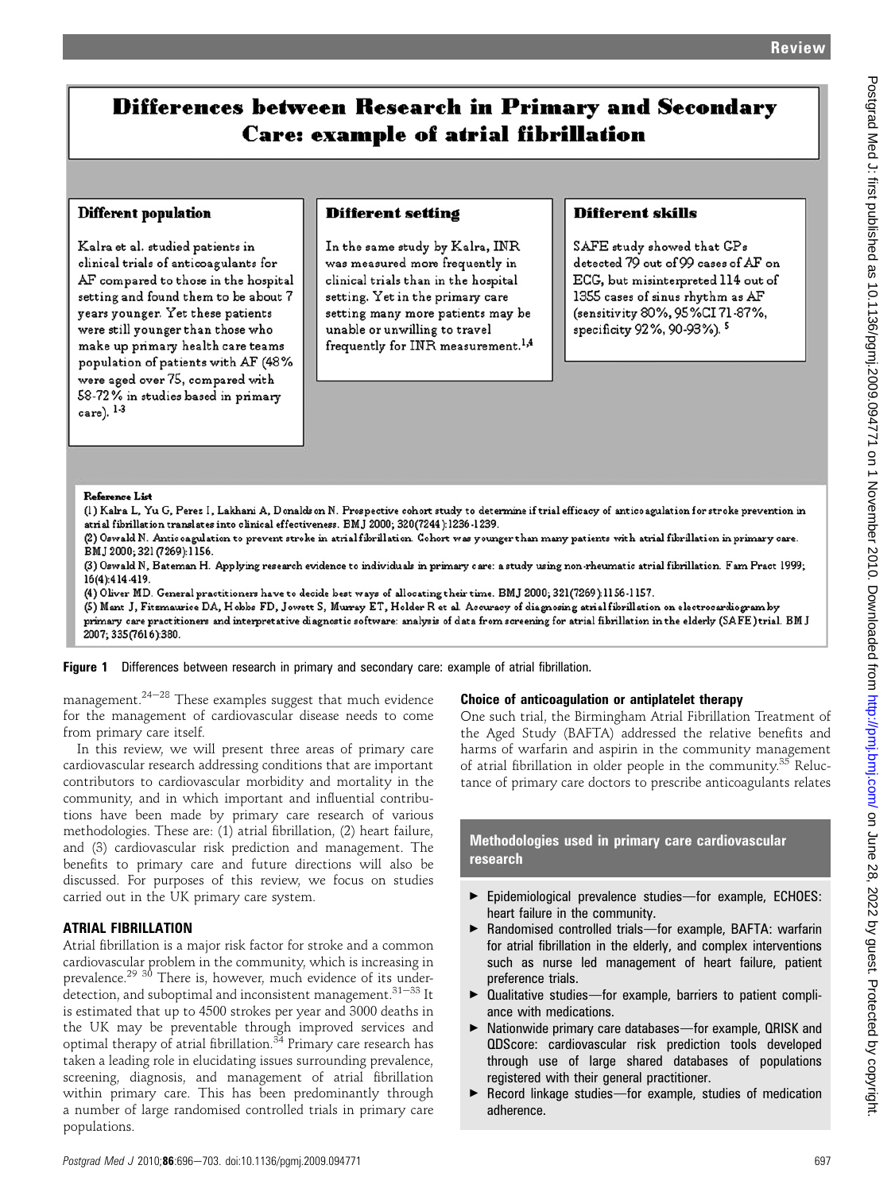# Differences between Research in Primary and Secondary Care: example of atrial fibrillation

### Different population

Kalra et al. studied patients in clinical trials of anticoagulants for AF compared to those in the hospital setting and found them to be about 7 years younger. Yet these patients were still younger than those who make up primary health care teams population of patients with AF (48% were aged over 75, compared with 58-72% in studies based in primary care).[1-3]

### Different setting

In the same study by Kalra, INR was measured more frequently in clinical trials than in the hospital setting. Yet in the primary care setting many more patients may be unable or unwilling to travel frequently for INR measurement.[1,4]

### Different skills

SAFE study showed that GPs detected 79 out of 99 cases of AF on ECG, but misinterpreted 114 out of 1355 cases of sinus rhythm as AF (sensitivity 80%, 95%CI 71-87%, specificity 92%, 90-93%).[5]

**Reference List**

(1) Kalra L, Yu G, Perez I, Lakhani A, Donaldson N. Prospective cohort study to determine if trial efficacy of anticoagulation for stroke prevention in atrial fibrillation translates into clinical effectiveness. BMJ 2000; 320(7244):1236-1239.

(2) Oswald N. Anticoagulation to prevent stroke in atrial fibrillation. Cohort was younger than many patients with atrial fibrillation in primary care. BMJ 2000; 321(7269):1156.

(3) Oswald N, Bateman H. Applying research evidence to individuals in primary care: a study using non-rheumatic atrial fibrillation. Fam Pract 1999; 16(4):414-419.

(4) Oliver MD. General practitioners have to decide best ways of allocating their time. BMJ 2000; 321(7269):1156-1157.

(5) Mant J, Fitzmaurice DA, Hobbs FD, Jowett S, Murray ET, Holder R et al. Accuracy of diagnosing atrial fibrillation on electrocardiogram by primary care practitioners and interpretative diagnostic software: analysis of data from screening for atrial fibrillation in the elderly (SAFE) trial. BMJ 2007; 335(7616):380.

**Figure 1** Differences between research in primary and secondary care: example of atrial fibrillation.

management.[24–28] These examples suggest that much evidence for the management of cardiovascular disease needs to come from primary care itself.

In this review, we will present three areas of primary care cardiovascular research addressing conditions that are important contributors to cardiovascular morbidity and mortality in the community, and in which important and influential contributions have been made by primary care research of various methodologies. These are: (1) atrial fibrillation, (2) heart failure, and (3) cardiovascular risk prediction and management. The benefits to primary care and future directions will also be discussed. For purposes of this review, we focus on studies carried out in the UK primary care system.

## ATRIAL FIBRILLATION

Atrial fibrillation is a major risk factor for stroke and a common cardiovascular problem in the community, which is increasing in prevalence.[29 30] There is, however, much evidence of its underdetection, and suboptimal and inconsistent management.[31–33] It is estimated that up to 4500 strokes per year and 3000 deaths in the UK may be preventable through improved services and optimal therapy of atrial fibrillation.[34] Primary care research has taken a leading role in elucidating issues surrounding prevalence, screening, diagnosis, and management of atrial fibrillation within primary care. This has been predominantly through a number of large randomised controlled trials in primary care populations.

### Choice of anticoagulation or antiplatelet therapy

One such trial, the Birmingham Atrial Fibrillation Treatment of the Aged Study (BAFTA) addressed the relative benefits and harms of warfarin and aspirin in the community management of atrial fibrillation in older people in the community.[35] Reluctance of primary care doctors to prescribe anticoagulants relates

### Methodologies used in primary care cardiovascular research

- Epidemiological prevalence studies—for example, ECHOES: heart failure in the community.
- Randomised controlled trials—for example, BAFTA: warfarin for atrial fibrillation in the elderly, and complex interventions such as nurse led management of heart failure, patient preference trials.
- Qualitative studies—for example, barriers to patient compliance with medications.
- Nationwide primary care databases—for example, QRISK and QDScore: cardiovascular risk prediction tools developed through use of large shared databases of populations registered with their general practitioner.
- Record linkage studies—for example, studies of medication adherence.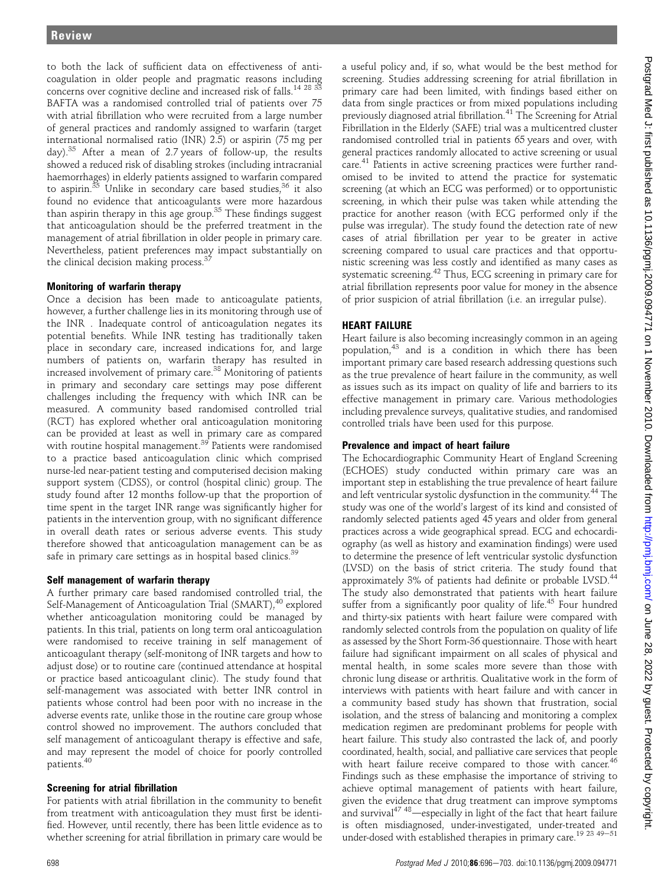to both the lack of sufficient data on effectiveness of anticoagulation in older people and pragmatic reasons including concerns over cognitive decline and increased risk of falls.[14 28 33] BAFTA was a randomised controlled trial of patients over 75 with atrial fibrillation who were recruited from a large number of general practices and randomly assigned to warfarin (target international normalised ratio (INR) 2.5) or aspirin (75 mg per day).[35] After a mean of 2.7 years of follow-up, the results showed a reduced risk of disabling strokes (including intracranial haemorrhages) in elderly patients assigned to warfarin compared to aspirin.[35] Unlike in secondary care based studies,[36] it also found no evidence that anticoagulants were more hazardous than aspirin therapy in this age group.[35] These findings suggest that anticoagulation should be the preferred treatment in the management of atrial fibrillation in older people in primary care. Nevertheless, patient preferences may impact substantially on the clinical decision making process.[37]

### Monitoring of warfarin therapy

Once a decision has been made to anticoagulate patients, however, a further challenge lies in its monitoring through use of the INR . Inadequate control of anticoagulation negates its potential benefits. While INR testing has traditionally taken place in secondary care, increased indications for, and large numbers of patients on, warfarin therapy has resulted in increased involvement of primary care.[38] Monitoring of patients in primary and secondary care settings may pose different challenges including the frequency with which INR can be measured. A community based randomised controlled trial (RCT) has explored whether oral anticoagulation monitoring can be provided at least as well in primary care as compared with routine hospital management.[39] Patients were randomised to a practice based anticoagulation clinic which comprised nurse-led near-patient testing and computerised decision making support system (CDSS), or control (hospital clinic) group. The study found after 12 months follow-up that the proportion of time spent in the target INR range was significantly higher for patients in the intervention group, with no significant difference in overall death rates or serious adverse events. This study therefore showed that anticoagulation management can be as safe in primary care settings as in hospital based clinics.[39]

### Self management of warfarin therapy

A further primary care based randomised controlled trial, the Self-Management of Anticoagulation Trial (SMART),[40] explored whether anticoagulation monitoring could be managed by patients. In this trial, patients on long term oral anticoagulation were randomised to receive training in self management of anticoagulant therapy (self-monitong of INR targets and how to adjust dose) or to routine care (continued attendance at hospital or practice based anticoagulant clinic). The study found that self-management was associated with better INR control in patients whose control had been poor with no increase in the adverse events rate, unlike those in the routine care group whose control showed no improvement. The authors concluded that self management of anticoagulant therapy is effective and safe, and may represent the model of choice for poorly controlled patients.[40]

### Screening for atrial fibrillation

For patients with atrial fibrillation in the community to benefit from treatment with anticoagulation they must first be identified. However, until recently, there has been little evidence as to whether screening for atrial fibrillation in primary care would be a useful policy and, if so, what would be the best method for screening. Studies addressing screening for atrial fibrillation in primary care had been limited, with findings based either on data from single practices or from mixed populations including previously diagnosed atrial fibrillation.[41] The Screening for Atrial Fibrillation in the Elderly (SAFE) trial was a multicentred cluster randomised controlled trial in patients 65 years and over, with general practices randomly allocated to active screening or usual care.[41] Patients in active screening practices were further randomised to be invited to attend the practice for systematic screening (at which an ECG was performed) or to opportunistic screening, in which their pulse was taken while attending the practice for another reason (with ECG performed only if the pulse was irregular). The study found the detection rate of new cases of atrial fibrillation per year to be greater in active screening compared to usual care practices and that opportunistic screening was less costly and identified as many cases as systematic screening.[42] Thus, ECG screening in primary care for atrial fibrillation represents poor value for money in the absence of prior suspicion of atrial fibrillation (i.e. an irregular pulse).

## HEART FAILURE

Heart failure is also becoming increasingly common in an ageing population,[43] and is a condition in which there has been important primary care based research addressing questions such as the true prevalence of heart failure in the community, as well as issues such as its impact on quality of life and barriers to its effective management in primary care. Various methodologies including prevalence surveys, qualitative studies, and randomised controlled trials have been used for this purpose.

### Prevalence and impact of heart failure

The Echocardiographic Community Heart of England Screening (ECHOES) study conducted within primary care was an important step in establishing the true prevalence of heart failure and left ventricular systolic dysfunction in the community.[44] The study was one of the world's largest of its kind and consisted of randomly selected patients aged 45 years and older from general practices across a wide geographical spread. ECG and echocardiography (as well as history and examination findings) were used to determine the presence of left ventricular systolic dysfunction (LVSD) on the basis of strict criteria. The study found that approximately 3% of patients had definite or probable LVSD.[44] The study also demonstrated that patients with heart failure suffer from a significantly poor quality of life.[45] Four hundred and thirty-six patients with heart failure were compared with randomly selected controls from the population on quality of life as assessed by the Short Form-36 questionnaire. Those with heart failure had significant impairment on all scales of physical and mental health, in some scales more severe than those with chronic lung disease or arthritis. Qualitative work in the form of interviews with patients with heart failure and with cancer in a community based study has shown that frustration, social isolation, and the stress of balancing and monitoring a complex medication regimen are predominant problems for people with heart failure. This study also contrasted the lack of, and poorly coordinated, health, social, and palliative care services that people with heart failure receive compared to those with cancer.[46] Findings such as these emphasise the importance of striving to achieve optimal management of patients with heart failure, given the evidence that drug treatment can improve symptoms and survival[47 48]—especially in light of the fact that heart failure is often misdiagnosed, under-investigated, under-treated and under-dosed with established therapies in primary care.[19 23 49–51]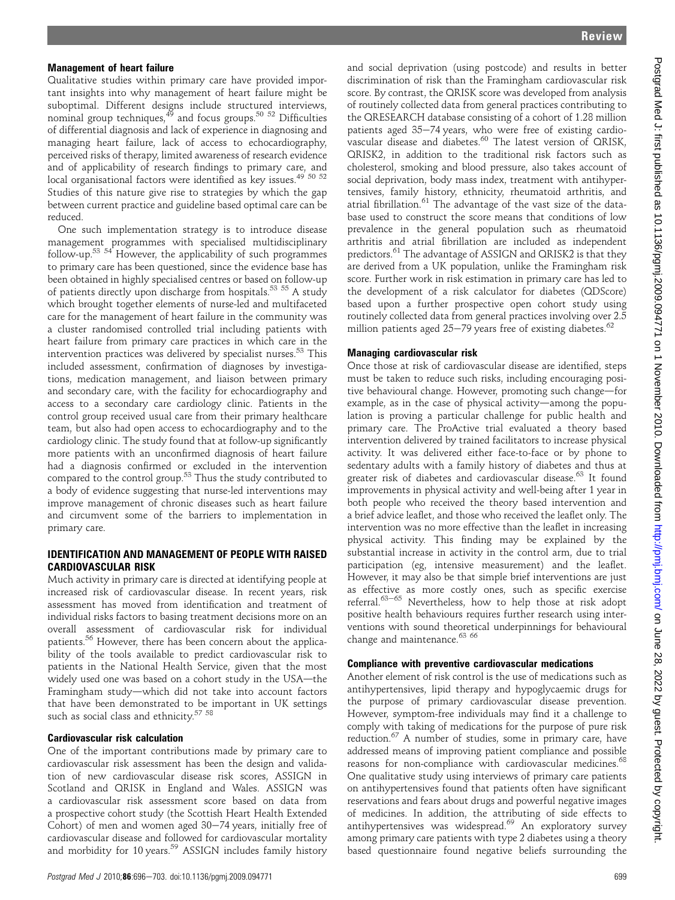### Management of heart failure

Qualitative studies within primary care have provided important insights into why management of heart failure might be suboptimal. Different designs include structured interviews, nominal group techniques,[49] and focus groups.[50 52] Difficulties of differential diagnosis and lack of experience in diagnosing and managing heart failure, lack of access to echocardiography, perceived risks of therapy, limited awareness of research evidence and of applicability of research findings to primary care, and local organisational factors were identified as key issues.[49 50 52] Studies of this nature give rise to strategies by which the gap between current practice and guideline based optimal care can be reduced.

One such implementation strategy is to introduce disease management programmes with specialised multidisciplinary follow-up.[53 54] However, the applicability of such programmes to primary care has been questioned, since the evidence base has been obtained in highly specialised centres or based on follow-up of patients directly upon discharge from hospitals.[53 55] A study which brought together elements of nurse-led and multifaceted care for the management of heart failure in the community was a cluster randomised controlled trial including patients with heart failure from primary care practices in which care in the intervention practices was delivered by specialist nurses.[53] This included assessment, confirmation of diagnoses by investigations, medication management, and liaison between primary and secondary care, with the facility for echocardiography and access to a secondary care cardiology clinic. Patients in the control group received usual care from their primary healthcare team, but also had open access to echocardiography and to the cardiology clinic. The study found that at follow-up significantly more patients with an unconfirmed diagnosis of heart failure had a diagnosis confirmed or excluded in the intervention compared to the control group.[53] Thus the study contributed to a body of evidence suggesting that nurse-led interventions may improve management of chronic diseases such as heart failure and circumvent some of the barriers to implementation in primary care.

## IDENTIFICATION AND MANAGEMENT OF PEOPLE WITH RAISED CARDIOVASCULAR RISK

Much activity in primary care is directed at identifying people at increased risk of cardiovascular disease. In recent years, risk assessment has moved from identification and treatment of individual risks factors to basing treatment decisions more on an overall assessment of cardiovascular risk for individual patients.[56] However, there has been concern about the applicability of the tools available to predict cardiovascular risk to patients in the National Health Service, given that the most widely used one was based on a cohort study in the USA—the Framingham study—which did not take into account factors that have been demonstrated to be important in UK settings such as social class and ethnicity.[57 58]

### Cardiovascular risk calculation

One of the important contributions made by primary care to cardiovascular risk assessment has been the design and validation of new cardiovascular disease risk scores, ASSIGN in Scotland and QRISK in England and Wales. ASSIGN was a cardiovascular risk assessment score based on data from a prospective cohort study (the Scottish Heart Health Extended Cohort) of men and women aged 30–74 years, initially free of cardiovascular disease and followed for cardiovascular mortality and morbidity for 10 years.[59] ASSIGN includes family history and social deprivation (using postcode) and results in better discrimination of risk than the Framingham cardiovascular risk score. By contrast, the QRISK score was developed from analysis of routinely collected data from general practices contributing to the QRESEARCH database consisting of a cohort of 1.28 million patients aged 35–74 years, who were free of existing cardiovascular disease and diabetes.[60] The latest version of QRISK, QRISK2, in addition to the traditional risk factors such as cholesterol, smoking and blood pressure, also takes account of social deprivation, body mass index, treatment with antihypertensives, family history, ethnicity, rheumatoid arthritis, and atrial fibrillation.[61] The advantage of the vast size of the database used to construct the score means that conditions of low prevalence in the general population such as rheumatoid arthritis and atrial fibrillation are included as independent predictors.[61] The advantage of ASSIGN and QRISK2 is that they are derived from a UK population, unlike the Framingham risk score. Further work in risk estimation in primary care has led to the development of a risk calculator for diabetes (QDScore) based upon a further prospective open cohort study using routinely collected data from general practices involving over 2.5 million patients aged 25–79 years free of existing diabetes.[62]

### Managing cardiovascular risk

Once those at risk of cardiovascular disease are identified, steps must be taken to reduce such risks, including encouraging positive behavioural change. However, promoting such change—for example, as in the case of physical activity—among the population is proving a particular challenge for public health and primary care. The ProActive trial evaluated a theory based intervention delivered by trained facilitators to increase physical activity. It was delivered either face-to-face or by phone to sedentary adults with a family history of diabetes and thus at greater risk of diabetes and cardiovascular disease.[63] It found improvements in physical activity and well-being after 1 year in both people who received the theory based intervention and a brief advice leaflet, and those who received the leaflet only. The intervention was no more effective than the leaflet in increasing physical activity. This finding may be explained by the substantial increase in activity in the control arm, due to trial participation (eg, intensive measurement) and the leaflet. However, it may also be that simple brief interventions are just as effective as more costly ones, such as specific exercise referral.[63–65] Nevertheless, how to help those at risk adopt positive health behaviours requires further research using interventions with sound theoretical underpinnings for behavioural change and maintenance.[63 66]

### Compliance with preventive cardiovascular medications

Another element of risk control is the use of medications such as antihypertensives, lipid therapy and hypoglycaemic drugs for the purpose of primary cardiovascular disease prevention. However, symptom-free individuals may find it a challenge to comply with taking of medications for the purpose of pure risk reduction.[67] A number of studies, some in primary care, have addressed means of improving patient compliance and possible reasons for non-compliance with cardiovascular medicines.[68] One qualitative study using interviews of primary care patients on antihypertensives found that patients often have significant reservations and fears about drugs and powerful negative images of medicines. In addition, the attributing of side effects to antihypertensives was widespread.[69] An exploratory survey among primary care patients with type 2 diabetes using a theory based questionnaire found negative beliefs surrounding the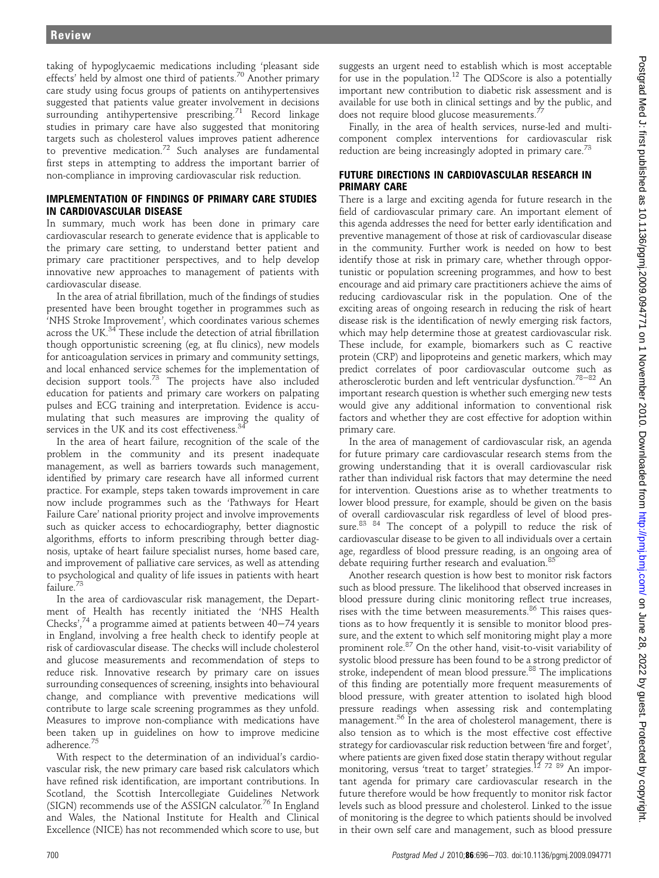taking of hypoglycaemic medications including 'pleasant side effects' held by almost one third of patients.[70] Another primary care study using focus groups of patients on antihypertensives suggested that patients value greater involvement in decisions surrounding antihypertensive prescribing.[71] Record linkage studies in primary care have also suggested that monitoring targets such as cholesterol values improves patient adherence to preventive medication.[72] Such analyses are fundamental first steps in attempting to address the important barrier of non-compliance in improving cardiovascular risk reduction.

## IMPLEMENTATION OF FINDINGS OF PRIMARY CARE STUDIES IN CARDIOVASCULAR DISEASE

In summary, much work has been done in primary care cardiovascular research to generate evidence that is applicable to the primary care setting, to understand better patient and primary care practitioner perspectives, and to help develop innovative new approaches to management of patients with cardiovascular disease.

In the area of atrial fibrillation, much of the findings of studies presented have been brought together in programmes such as 'NHS Stroke Improvement', which coordinates various schemes across the UK.[34] These include the detection of atrial fibrillation though opportunistic screening (eg, at flu clinics), new models for anticoagulation services in primary and community settings, and local enhanced service schemes for the implementation of decision support tools.[73] The projects have also included education for patients and primary care workers on palpating pulses and ECG training and interpretation. Evidence is accumulating that such measures are improving the quality of services in the UK and their cost effectiveness.[34]

In the area of heart failure, recognition of the scale of the problem in the community and its present inadequate management, as well as barriers towards such management, identified by primary care research have all informed current practice. For example, steps taken towards improvement in care now include programmes such as the 'Pathways for Heart Failure Care' national priority project and involve improvements such as quicker access to echocardiography, better diagnostic algorithms, efforts to inform prescribing through better diagnosis, uptake of heart failure specialist nurses, home based care, and improvement of palliative care services, as well as attending to psychological and quality of life issues in patients with heart failure.[73]

In the area of cardiovascular risk management, the Department of Health has recently initiated the 'NHS Health Checks',[74] a programme aimed at patients between 40–74 years in England, involving a free health check to identify people at risk of cardiovascular disease. The checks will include cholesterol and glucose measurements and recommendation of steps to reduce risk. Innovative research by primary care on issues surrounding consequences of screening, insights into behavioural change, and compliance with preventive medications will contribute to large scale screening programmes as they unfold. Measures to improve non-compliance with medications have been taken up in guidelines on how to improve medicine adherence.[75]

With respect to the determination of an individual's cardiovascular risk, the new primary care based risk calculators which have refined risk identification, are important contributions. In Scotland, the Scottish Intercollegiate Guidelines Network (SIGN) recommends use of the ASSIGN calculator.[76] In England and Wales, the National Institute for Health and Clinical Excellence (NICE) has not recommended which score to use, but suggests an urgent need to establish which is most acceptable for use in the population.[12] The QDScore is also a potentially important new contribution to diabetic risk assessment and is available for use both in clinical settings and by the public, and does not require blood glucose measurements.[77]

Finally, in the area of health services, nurse-led and multicomponent complex interventions for cardiovascular risk reduction are being increasingly adopted in primary care.[73]

## FUTURE DIRECTIONS IN CARDIOVASCULAR RESEARCH IN PRIMARY CARE

There is a large and exciting agenda for future research in the field of cardiovascular primary care. An important element of this agenda addresses the need for better early identification and preventive management of those at risk of cardiovascular disease in the community. Further work is needed on how to best identify those at risk in primary care, whether through opportunistic or population screening programmes, and how to best encourage and aid primary care practitioners achieve the aims of reducing cardiovascular risk in the population. One of the exciting areas of ongoing research in reducing the risk of heart disease risk is the identification of newly emerging risk factors, which may help determine those at greatest cardiovascular risk. These include, for example, biomarkers such as C reactive protein (CRP) and lipoproteins and genetic markers, which may predict correlates of poor cardiovascular outcome such as atherosclerotic burden and left ventricular dysfunction.[78–82] An important research question is whether such emerging new tests would give any additional information to conventional risk factors and whether they are cost effective for adoption within primary care.

In the area of management of cardiovascular risk, an agenda for future primary care cardiovascular research stems from the growing understanding that it is overall cardiovascular risk rather than individual risk factors that may determine the need for intervention. Questions arise as to whether treatments to lower blood pressure, for example, should be given on the basis of overall cardiovascular risk regardless of level of blood pressure.[83 84] The concept of a polypill to reduce the risk of cardiovascular disease to be given to all individuals over a certain age, regardless of blood pressure reading, is an ongoing area of debate requiring further research and evaluation.[85]

Another research question is how best to monitor risk factors such as blood pressure. The likelihood that observed increases in blood pressure during clinic monitoring reflect true increases, rises with the time between measurements.[86] This raises questions as to how frequently it is sensible to monitor blood pressure, and the extent to which self monitoring might play a more prominent role.[87] On the other hand, visit-to-visit variability of systolic blood pressure has been found to be a strong predictor of stroke, independent of mean blood pressure.[88] The implications of this finding are potentially more frequent measurements of blood pressure, with greater attention to isolated high blood pressure readings when assessing risk and contemplating management.[56] In the area of cholesterol management, there is also tension as to which is the most effective cost effective strategy for cardiovascular risk reduction between 'fire and forget', where patients are given fixed dose statin therapy without regular monitoring, versus 'treat to target' strategies.[12 72 89] An important agenda for primary care cardiovascular research in the future therefore would be how frequently to monitor risk factor levels such as blood pressure and cholesterol. Linked to the issue of monitoring is the degree to which patients should be involved in their own self care and management, such as blood pressure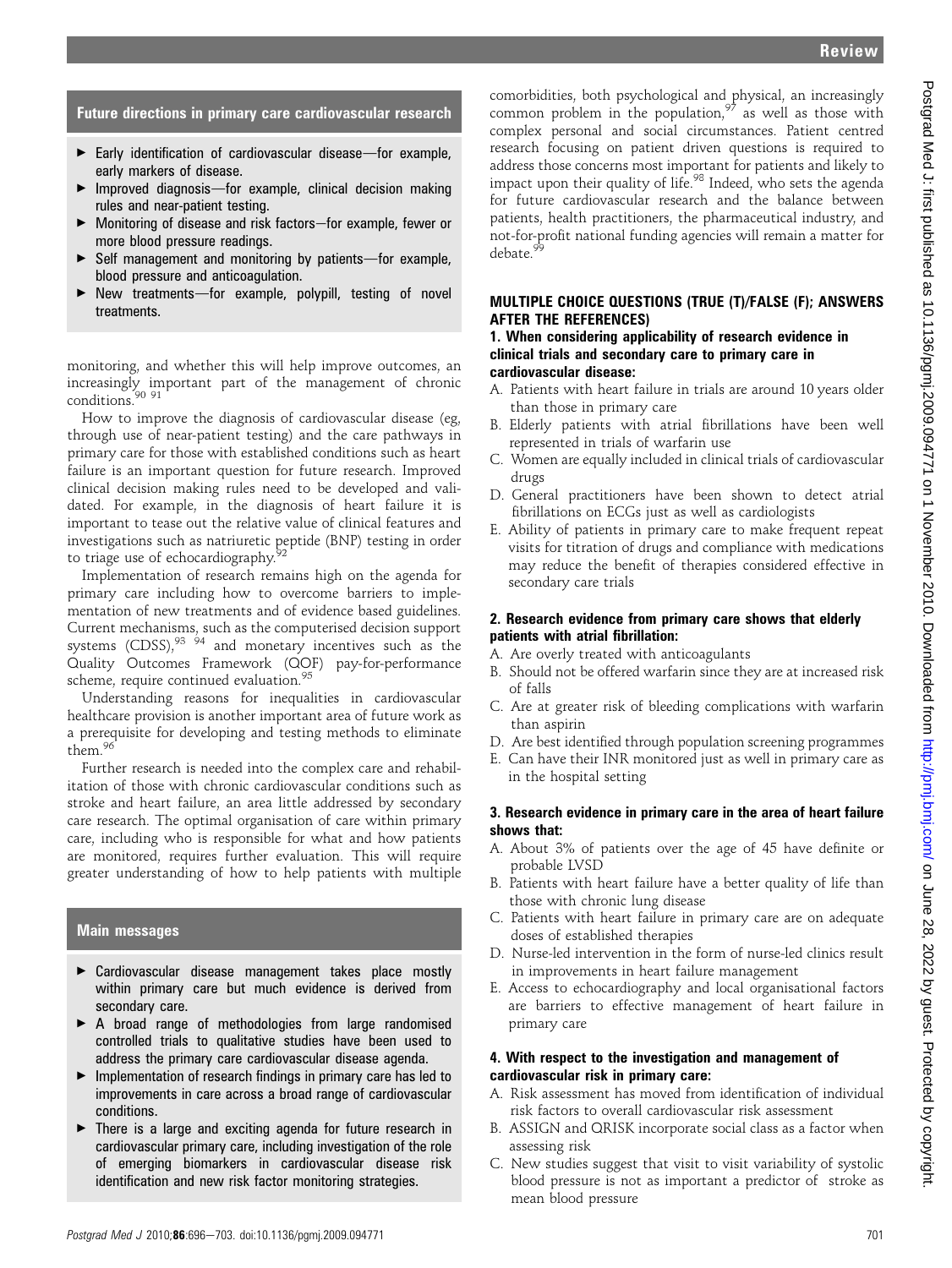## Future directions in primary care cardiovascular research

- Early identification of cardiovascular disease—for example, early markers of disease.
- Improved diagnosis—for example, clinical decision making rules and near-patient testing.
- Monitoring of disease and risk factors—for example, fewer or more blood pressure readings.
- Self management and monitoring by patients—for example, blood pressure and anticoagulation.
- New treatments—for example, polypill, testing of novel treatments.

monitoring, and whether this will help improve outcomes, an increasingly important part of the management of chronic conditions.[90 91]

How to improve the diagnosis of cardiovascular disease (eg, through use of near-patient testing) and the care pathways in primary care for those with established conditions such as heart failure is an important question for future research. Improved clinical decision making rules need to be developed and validated. For example, in the diagnosis of heart failure it is important to tease out the relative value of clinical features and investigations such as natriuretic peptide (BNP) testing in order to triage use of echocardiography.[92]

Implementation of research remains high on the agenda for primary care including how to overcome barriers to implementation of new treatments and of evidence based guidelines. Current mechanisms, such as the computerised decision support systems (CDSS),[93 94] and monetary incentives such as the Quality Outcomes Framework (QOF) pay-for-performance scheme, require continued evaluation.[95]

Understanding reasons for inequalities in cardiovascular healthcare provision is another important area of future work as a prerequisite for developing and testing methods to eliminate them.[96]

Further research is needed into the complex care and rehabilitation of those with chronic cardiovascular conditions such as stroke and heart failure, an area little addressed by secondary care research. The optimal organisation of care within primary care, including who is responsible for what and how patients are monitored, requires further evaluation. This will require greater understanding of how to help patients with multiple comorbidities, both psychological and physical, an increasingly common problem in the population,[97] as well as those with complex personal and social circumstances. Patient centred research focusing on patient driven questions is required to address those concerns most important for patients and likely to impact upon their quality of life.[98] Indeed, who sets the agenda for future cardiovascular research and the balance between patients, health practitioners, the pharmaceutical industry, and not-for-profit national funding agencies will remain a matter for debate.[99]

## Main messages

- Cardiovascular disease management takes place mostly within primary care but much evidence is derived from secondary care.
- A broad range of methodologies from large randomised controlled trials to qualitative studies have been used to address the primary care cardiovascular disease agenda.
- Implementation of research findings in primary care has led to improvements in care across a broad range of cardiovascular conditions.
- There is a large and exciting agenda for future research in cardiovascular primary care, including investigation of the role of emerging biomarkers in cardiovascular disease risk identification and new risk factor monitoring strategies.

## MULTIPLE CHOICE QUESTIONS (TRUE (T)/FALSE (F); ANSWERS AFTER THE REFERENCES)

### 1. When considering applicability of research evidence in clinical trials and secondary care to primary care in cardiovascular disease:

A. Patients with heart failure in trials are around 10 years older than those in primary care
B. Elderly patients with atrial fibrillations have been well represented in trials of warfarin use
C. Women are equally included in clinical trials of cardiovascular drugs
D. General practitioners have been shown to detect atrial fibrillations on ECGs just as well as cardiologists
E. Ability of patients in primary care to make frequent repeat visits for titration of drugs and compliance with medications may reduce the benefit of therapies considered effective in secondary care trials

### 2. Research evidence from primary care shows that elderly patients with atrial fibrillation:

A. Are overly treated with anticoagulants
B. Should not be offered warfarin since they are at increased risk of falls
C. Are at greater risk of bleeding complications with warfarin than aspirin
D. Are best identified through population screening programmes
E. Can have their INR monitored just as well in primary care as in the hospital setting

### 3. Research evidence in primary care in the area of heart failure shows that:

A. About 3% of patients over the age of 45 have definite or probable LVSD
B. Patients with heart failure have a better quality of life than those with chronic lung disease
C. Patients with heart failure in primary care are on adequate doses of established therapies
D. Nurse-led intervention in the form of nurse-led clinics result in improvements in heart failure management
E. Access to echocardiography and local organisational factors are barriers to effective management of heart failure in primary care

### 4. With respect to the investigation and management of cardiovascular risk in primary care:

A. Risk assessment has moved from identification of individual risk factors to overall cardiovascular risk assessment
B. ASSIGN and QRISK incorporate social class as a factor when assessing risk
C. New studies suggest that visit to visit variability of systolic blood pressure is not as important a predictor of stroke as mean blood pressure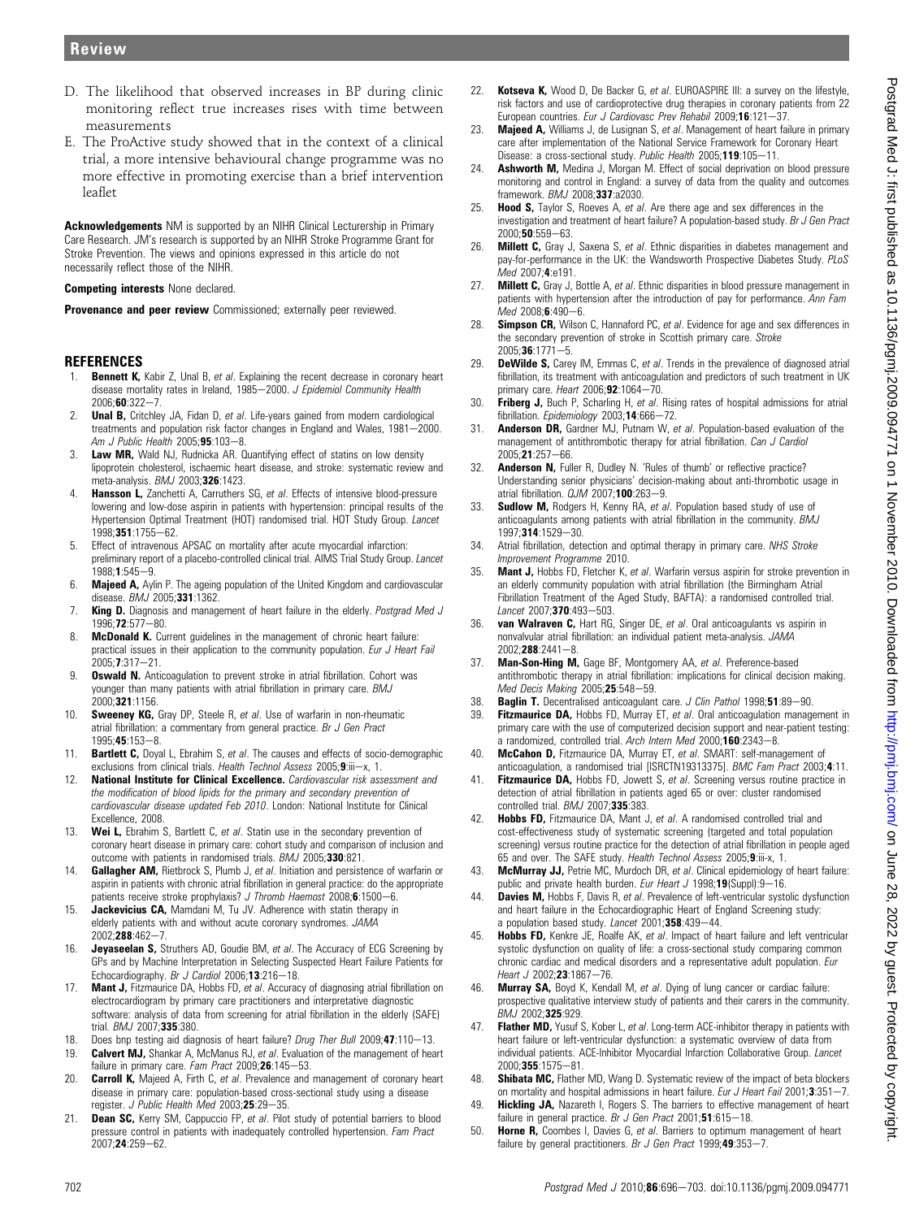D. The likelihood that observed increases in BP during clinic monitoring reflect true increases rises with time between measurements

E. The ProActive study showed that in the context of a clinical trial, a more intensive behavioural change programme was no more effective in promoting exercise than a brief intervention leaflet

**Acknowledgements** NM is supported by an NIHR Clinical Lecturership in Primary Care Research. JM's research is supported by an NIHR Stroke Programme Grant for Stroke Prevention. The views and opinions expressed in this article do not necessarily reflect those of the NIHR.

**Competing interests** None declared.

**Provenance and peer review** Commissioned; externally peer reviewed.

## REFERENCES

1. **Bennett K,** Kabir Z, Unal B, *et al*. Explaining the recent decrease in coronary heart disease mortality rates in Ireland, 1985–2000. *J Epidemiol Community Health* 2006;**60**:322–7.
2. **Unal B,** Critchley JA, Fidan D, *et al*. Life-years gained from modern cardiological treatments and population risk factor changes in England and Wales, 1981–2000. *Am J Public Health* 2005;**95**:103–8.
3. **Law MR,** Wald NJ, Rudnicka AR. Quantifying effect of statins on low density lipoprotein cholesterol, ischaemic heart disease, and stroke: systematic review and meta-analysis. *BMJ* 2003;**326**:1423.
4. **Hansson L,** Zanchetti A, Carruthers SG, *et al*. Effects of intensive blood-pressure lowering and low-dose aspirin in patients with hypertension: principal results of the Hypertension Optimal Treatment (HOT) randomised trial. HOT Study Group. *Lancet* 1998;**351**:1755–62.
5. Effect of intravenous APSAC on mortality after acute myocardial infarction: preliminary report of a placebo-controlled clinical trial. AIMS Trial Study Group. *Lancet* 1988;**1**:545–9.
6. **Majeed A,** Aylin P. The ageing population of the United Kingdom and cardiovascular disease. *BMJ* 2005;**331**:1362.
7. **King D.** Diagnosis and management of heart failure in the elderly. *Postgrad Med J* 1996;**72**:577–80.
8. **McDonald K.** Current guidelines in the management of chronic heart failure: practical issues in their application to the community population. *Eur J Heart Fail* 2005;**7**:317–21.
9. **Oswald N.** Anticoagulation to prevent stroke in atrial fibrillation. Cohort was younger than many patients with atrial fibrillation in primary care. *BMJ* 2000;**321**:1156.
10. **Sweeney KG,** Gray DP, Steele R, *et al*. Use of warfarin in non-rheumatic atrial fibrillation: a commentary from general practice. *Br J Gen Pract* 1995;**45**:153–8.
11. **Bartlett C,** Doyal L, Ebrahim S, *et al*. The causes and effects of socio-demographic exclusions from clinical trials. *Health Technol Assess* 2005;**9**:iii–x, 1.
12. **National Institute for Clinical Excellence.** *Cardiovascular risk assessment and the modification of blood lipids for the primary and secondary prevention of cardiovascular disease updated Feb 2010*. London: National Institute for Clinical Excellence, 2008.
13. **Wei L,** Ebrahim S, Bartlett C, *et al*. Statin use in the secondary prevention of coronary heart disease in primary care: cohort study and comparison of inclusion and outcome with patients in randomised trials. *BMJ* 2005;**330**:821.
14. **Gallagher AM,** Rietbrock S, Plumb J, *et al*. Initiation and persistence of warfarin or aspirin in patients with chronic atrial fibrillation in general practice: do the appropriate patients receive stroke prophylaxis? *J Thromb Haemost* 2008;**6**:1500–6.
15. **Jackevicius CA,** Mamdani M, Tu JV. Adherence with statin therapy in elderly patients with and without acute coronary syndromes. *JAMA* 2002;**288**:462–7.
16. **Jeyaseelan S,** Struthers AD, Goudie BM, *et al*. The Accuracy of ECG Screening by GPs and by Machine Interpretation in Selecting Suspected Heart Failure Patients for Echocardiography. *Br J Cardiol* 2006;**13**:216–18.
17. **Mant J,** Fitzmaurice DA, Hobbs FD, *et al*. Accuracy of diagnosing atrial fibrillation on electrocardiogram by primary care practitioners and interpretative diagnostic software: analysis of data from screening for atrial fibrillation in the elderly (SAFE) trial. *BMJ* 2007;**335**:380.
18. Does bnp testing aid diagnosis of heart failure? *Drug Ther Bull* 2009;**47**:110–13.
19. **Calvert MJ,** Shankar A, McManus RJ, *et al*. Evaluation of the management of heart failure in primary care. *Fam Pract* 2009;**26**:145–53.
20. **Carroll K,** Majeed A, Firth C, *et al*. Prevalence and management of coronary heart disease in primary care: population-based cross-sectional study using a disease register. *J Public Health Med* 2003;**25**:29–35.
21. **Dean SC,** Kerry SM, Cappuccio FP, *et al*. Pilot study of potential barriers to blood pressure control in patients with inadequately controlled hypertension. *Fam Pract* 2007;**24**:259–62.
22. **Kotseva K,** Wood D, De Backer G, *et al*. EUROASPIRE III: a survey on the lifestyle, risk factors and use of cardioprotective drug therapies in coronary patients from 22 European countries. *Eur J Cardiovasc Prev Rehabil* 2009;**16**:121–37.
23. **Majeed A,** Williams J, de Lusignan S, *et al*. Management of heart failure in primary care after implementation of the National Service Framework for Coronary Heart Disease: a cross-sectional study. *Public Health* 2005;**119**:105–11.
24. **Ashworth M,** Medina J, Morgan M. Effect of social deprivation on blood pressure monitoring and control in England: a survey of data from the quality and outcomes framework. *BMJ* 2008;**337**:a2030.
25. **Hood S,** Taylor S, Roeves A, *et al*. Are there age and sex differences in the investigation and treatment of heart failure? A population-based study. *Br J Gen Pract* 2000;**50**:559–63.
26. **Millett C,** Gray J, Saxena S, *et al*. Ethnic disparities in diabetes management and pay-for-performance in the UK: the Wandsworth Prospective Diabetes Study. *PLoS Med* 2007;**4**:e191.
27. **Millett C,** Gray J, Bottle A, *et al*. Ethnic disparities in blood pressure management in patients with hypertension after the introduction of pay for performance. *Ann Fam Med* 2008;**6**:490–6.
28. **Simpson CR,** Wilson C, Hannaford PC, *et al*. Evidence for age and sex differences in the secondary prevention of stroke in Scottish primary care. *Stroke* 2005;**36**:1771–5.
29. **DeWilde S,** Carey IM, Emmas C, *et al*. Trends in the prevalence of diagnosed atrial fibrillation, its treatment with anticoagulation and predictors of such treatment in UK primary care. *Heart* 2006;**92**:1064–70.
30. **Friberg J,** Buch P, Scharling H, *et al*. Rising rates of hospital admissions for atrial fibrillation. *Epidemiology* 2003;**14**:666–72.
31. **Anderson DR,** Gardner MJ, Putnam W, *et al*. Population-based evaluation of the management of antithrombotic therapy for atrial fibrillation. *Can J Cardiol* 2005;**21**:257–66.
32. **Anderson N,** Fuller R, Dudley N. 'Rules of thumb' or reflective practice? Understanding senior physicians' decision-making about anti-thrombotic usage in atrial fibrillation. *QJM* 2007;**100**:263–9.
33. **Sudlow M,** Rodgers H, Kenny RA, *et al*. Population based study of use of anticoagulants among patients with atrial fibrillation in the community. *BMJ* 1997;**314**:1529–30.
34. Atrial fibrillation, detection and optimal therapy in primary care. *NHS Stroke Improvement Programme* 2010.
35. **Mant J,** Hobbs FD, Fletcher K, *et al*. Warfarin versus aspirin for stroke prevention in an elderly community population with atrial fibrillation (the Birmingham Atrial Fibrillation Treatment of the Aged Study, BAFTA): a randomised controlled trial. *Lancet* 2007;**370**:493–503.
36. **van Walraven C,** Hart RG, Singer DE, *et al*. Oral anticoagulants vs aspirin in nonvalvular atrial fibrillation: an individual patient meta-analysis. *JAMA* 2002;**288**:2441–8.
37. **Man-Son-Hing M,** Gage BF, Montgomery AA, *et al*. Preference-based antithrombotic therapy in atrial fibrillation: implications for clinical decision making. *Med Decis Making* 2005;**25**:548–59.
38. **Baglin T.** Decentralised anticoagulant care. *J Clin Pathol* 1998;**51**:89–90.
39. **Fitzmaurice DA,** Hobbs FD, Murray ET, *et al*. Oral anticoagulation management in primary care with the use of computerized decision support and near-patient testing: a randomized, controlled trial. *Arch Intern Med* 2000;**160**:2343–8.
40. **McCahon D,** Fitzmaurice DA, Murray ET, *et al*. SMART: self-management of anticoagulation, a randomised trial [ISRCTN19313375]. *BMC Fam Pract* 2003;**4**:11.
41. **Fitzmaurice DA,** Hobbs FD, Jowett S, *et al*. Screening versus routine practice in detection of atrial fibrillation in patients aged 65 or over: cluster randomised controlled trial. *BMJ* 2007;**335**:383.
42. **Hobbs FD,** Fitzmaurice DA, Mant J, *et al*. A randomised controlled trial and cost-effectiveness study of systematic screening (targeted and total population screening) versus routine practice for the detection of atrial fibrillation in people aged 65 and over. The SAFE study. *Health Technol Assess* 2005;**9**:iii-x, 1.
43. **McMurray JJ,** Petrie MC, Murdoch DR, *et al*. Clinical epidemiology of heart failure: public and private health burden. *Eur Heart J* 1998;**19**(Suppl):9–16.
44. **Davies M,** Hobbs F, Davis R, *et al*. Prevalence of left-ventricular systolic dysfunction and heart failure in the Echocardiographic Heart of England Screening study: a population based study. *Lancet* 2001;**358**:439–44.
45. **Hobbs FD,** Kenkre JE, Roalfe AK, *et al*. Impact of heart failure and left ventricular systolic dysfunction on quality of life: a cross-sectional study comparing common chronic cardiac and medical disorders and a representative adult population. *Eur Heart J* 2002;**23**:1867–76.
46. **Murray SA,** Boyd K, Kendall M, *et al*. Dying of lung cancer or cardiac failure: prospective qualitative interview study of patients and their carers in the community. *BMJ* 2002;**325**:929.
47. **Flather MD,** Yusuf S, Kober L, *et al*. Long-term ACE-inhibitor therapy in patients with heart failure or left-ventricular dysfunction: a systematic overview of data from individual patients. ACE-Inhibitor Myocardial Infarction Collaborative Group. *Lancet* 2000;**355**:1575–81.
48. **Shibata MC,** Flather MD, Wang D. Systematic review of the impact of beta blockers on mortality and hospital admissions in heart failure. *Eur J Heart Fail* 2001;**3**:351–7.
49. **Hickling JA,** Nazareth I, Rogers S. The barriers to effective management of heart failure in general practice. *Br J Gen Pract* 2001;**51**:615–18.
50. **Horne R,** Coombes I, Davies G, *et al*. Barriers to optimum management of heart failure by general practitioners. *Br J Gen Pract* 1999;**49**:353–7.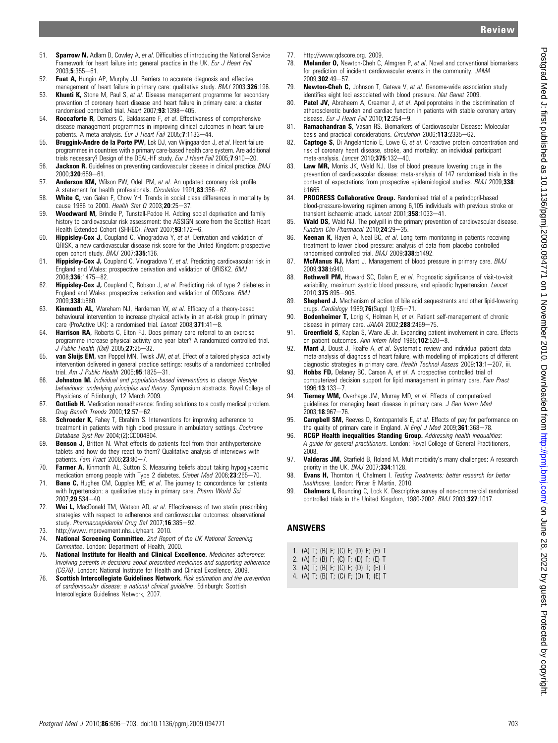51. **Sparrow N,** Adlam D, Cowley A, *et al*. Difficulties of introducing the National Service Framework for heart failure into general practice in the UK. *Eur J Heart Fail* 2003;**5**:355–61.
52. **Fuat A,** Hungin AP, Murphy JJ. Barriers to accurate diagnosis and effective management of heart failure in primary care: qualitative study. *BMJ* 2003;**326**:196.
53. **Khunti K,** Stone M, Paul S, *et al*. Disease management programme for secondary prevention of coronary heart disease and heart failure in primary care: a cluster randomised controlled trial. *Heart* 2007;**93**:1398–405.
54. **Roccaforte R,** Demers C, Baldassarre F, *et al*. Effectiveness of comprehensive disease management programmes in improving clinical outcomes in heart failure patients. A meta-analysis. *Eur J Heart Fail* 2005;**7**:1133–44.
55. **Bruggink-Andre de la Porte PW,** Lok DJ, van Wijngaarden J, *et al*. Heart failure programmes in countries with a primary care-based health care system. Are additional trials necessary? Design of the DEAL-HF study. *Eur J Heart Fail* 2005;**7**:910–20.
56. **Jackson R.** Guidelines on preventing cardiovascular disease in clinical practice. *BMJ* 2000;**320**:659–61.
57. **Anderson KM,** Wilson PW, Odell PM, *et al*. An updated coronary risk profile. A statement for health professionals. *Circulation* 1991;**83**:356–62.
58. **White C,** van Galen F, Chow YH. Trends in social class differences in mortality by cause 1986 to 2000. *Health Stat Q* 2003;**20**:25–37.
59. **Woodward M,** Brindle P, Tunstall-Pedoe H. Adding social deprivation and family history to cardiovascular risk assessment: the ASSIGN score from the Scottish Heart Health Extended Cohort (SHHEC). *Heart* 2007;**93**:172–6.
60. **Hippisley-Cox J,** Coupland C, Vinogradova Y, *et al*. Derivation and validation of QRISK, a new cardiovascular disease risk score for the United Kingdom: prospective open cohort study. *BMJ* 2007;**335**:136.
61. **Hippisley-Cox J,** Coupland C, Vinogradova Y, *et al*. Predicting cardiovascular risk in England and Wales: prospective derivation and validation of QRISK2. *BMJ* 2008;**336**:1475–82.
62. **Hippisley-Cox J,** Coupland C, Robson J, *et al*. Predicting risk of type 2 diabetes in England and Wales: prospective derivation and validation of QDScore. *BMJ* 2009;**338**:b880.
63. **Kinmonth AL,** Wareham NJ, Hardeman W, *et al*. Efficacy of a theory-based behavioural intervention to increase physical activity in an at-risk group in primary care (ProActive UK): a randomised trial. *Lancet* 2008;**371**:41–8.
64. **Harrison RA,** Roberts C, Elton PJ. Does primary care referral to an exercise programme increase physical activity one year later? A randomized controlled trial. *J Public Health (Oxf)* 2005;**27**:25–32.
65. **van Sluijs EM,** van Poppel MN, Twisk JW, *et al*. Effect of a tailored physical activity intervention delivered in general practice settings: results of a randomized controlled trial. *Am J Public Health* 2005;**95**:1825–31.
66. **Johnston M.** *Individual and population-based interventions to change lifestyle behaviours: underlying principles and theory*. Symposium abstracts. Royal College of Physicians of Edinburgh, 12 March 2009.
67. **Gottlieb H.** Medication nonadherence: finding solutions to a costly medical problem. *Drug Benefit Trends* 2000;**12**:57–62.
68. **Schroeder K,** Fahey T, Ebrahim S. Interventions for improving adherence to treatment in patients with high blood pressure in ambulatory settings. *Cochrane Database Syst Rev* 2004;(2):CD004804.
69. **Benson J,** Britten N. What effects do patients feel from their antihypertensive tablets and how do they react to them? Qualitative analysis of interviews with patients. *Fam Pract* 2006;**23**:80–7.
70. **Farmer A,** Kinmonth AL, Sutton S. Measuring beliefs about taking hypoglycaemic medication among people with Type 2 diabetes. *Diabet Med* 2006;**23**:265–70.
71. **Bane C,** Hughes CM, Cupples ME, *et al*. The journey to concordance for patients with hypertension: a qualitative study in primary care. *Pharm World Sci* 2007;**29**:534–40.
72. **Wei L,** MacDonald TM, Watson AD, *et al*. Effectiveness of two statin prescribing strategies with respect to adherence and cardiovascular outcomes: observational study. *Pharmacoepidemiol Drug Saf* 2007;**16**:385–92.
73. http://www.improvement.nhs.uk/heart. 2010.
74. **National Screening Committee.** *2nd Report of the UK National Screening Committee*. London: Department of Health, 2000.
75. **National Institute for Health and Clinical Excellence.** *Medicines adherence: Involving patients in decisions about prescribed medicines and supporting adherence (CG76)*. London: National Institute for Health and Clinical Excellence, 2009.
76. **Scottish Intercollegiate Guidelines Network.** *Risk estimation and the prevention of cardiovascular disease: a national clinical guideline*. Edinburgh: Scottish Intercollegiate Guidelines Network, 2007.
77. http://www.qdscore.org. 2009.
78. **Melander O,** Newton-Cheh C, Almgren P, *et al*. Novel and conventional biomarkers for prediction of incident cardiovascular events in the community. *JAMA* 2009;**302**:49–57.
79. **Newton-Cheh C,** Johnson T, Gateva V, *et al*. Genome-wide association study identifies eight loci associated with blood pressure. *Nat Genet* 2009.
80. **Patel JV,** Abraheem A, Creamer J, *et al*. Apolipoproteins in the discrimination of atherosclerotic burden and cardiac function in patients with stable coronary artery disease. *Eur J Heart Fail* 2010;**12**:254–9.
81. **Ramachandran S,** Vasan RS. Biomarkers of Cardiovascular Disease: Molecular basis and practical considerations. *Circulation* 2006;**113**:2335–62.
82. **Captoge S,** Di Angelantonio E, Lowe G, *et al*. C-reactive protein concentration and risk of coronary heart disease, stroke, and mortality: an individual participant meta-analysis. *Lancet* 2010;**375**:132–40.
83. **Law MR,** Morris JK, Wald NJ. Use of blood pressure lowering drugs in the prevention of cardiovascular disease: meta-analysis of 147 randomised trials in the context of expectations from prospective epidemiological studies. *BMJ* 2009;**338**:b1665.
84. **PROGRESS Collaborative Group.** Randomised trial of a perindopril-based blood-pressure-lowering regimen among 6,105 individuals with previous stroke or transient ischaemic attack. *Lancet* 2001;**358**:1033–41.
85. **Wald DS,** Wald NJ. The polypill in the primary prevention of cardiovascular disease. *Fundam Clin Pharmacol* 2010;**24**:29–35.
86. **Keenan K,** Hayen A, Neal BC, *et al*. Long term monitoring in patients receiving treatment to lower blood pressure: analysis of data from placebo controlled randomised controlled trial. *BMJ* 2009;**338**:b1492.
87. **McManus RJ,** Mant J. Management of blood pressure in primary care. *BMJ* 2009;**338**:b940.
88. **Rothwell PM,** Howard SC, Dolan E, *et al*. Prognostic significance of visit-to-visit variability, maximum systolic blood pressure, and episodic hypertension. *Lancet* 2010;**375**:895–905.
89. **Shepherd J.** Mechanism of action of bile acid sequestrants and other lipid-lowering drugs. *Cardiology* 1989;**76**(Suppl 1):65–71.
90. **Bodenheimer T,** Lorig K, Holman H, *et al*. Patient self-management of chronic disease in primary care. *JAMA* 2002;**288**:2469–75.
91. **Greenfield S,** Kaplan S, Ware JE Jr. Expanding patient involvement in care. Effects on patient outcomes. *Ann Intern Med* 1985;**102**:520–8.
92. **Mant J,** Doust J, Roalfe A, *et al*. Systematic review and individual patient data meta-analysis of diagnosis of heart failure, with modelling of implications of different diagnostic strategies in primary care. *Health Technol Assess* 2009;**13**:1–207, iii.
93. **Hobbs FD,** Delaney BC, Carson A, *et al*. A prospective controlled trial of computerized decision support for lipid management in primary care. *Fam Pract* 1996;**13**:133–7.
94. **Tierney WM,** Overhage JM, Murray MD, *et al*. Effects of computerized guidelines for managing heart disease in primary care. *J Gen Intern Med* 2003;**18**:967–76.
95. **Campbell SM,** Reeves D, Kontopantelis E, *et al*. Effects of pay for performance on the quality of primary care in England. *N Engl J Med* 2009;**361**:368–78.
96. **RCGP Health inequalities Standing Group.** *Addressing health inequalities: A guide for general practitioners*. London: Royal College of General Practitioners, 2008.
97. **Valderas JM,** Starfield B, Roland M. Multimorbidity's many challenges: A research priority in the UK. *BMJ* 2007;**334**:1128.
98. **Evans H,** Thornton H, Chalmers I. *Testing Treatments: better research for better healthcare*. London: Pinter & Martin, 2010.
99. **Chalmers I,** Rounding C, Lock K. Descriptive survey of non-commercial randomised controlled trials in the United Kingdom, 1980-2002. *BMJ* 2003;**327**:1017.

## ANSWERS

1. (A) T; (B) F; (C) F; (D) F; (E) T
2. (A) F; (B) F; (C) F; (D) F; (E) T
3. (A) T; (B) F; (C) F; (D) T; (E) T
4. (A) T; (B) T; (C) F; (D) T; (E) T